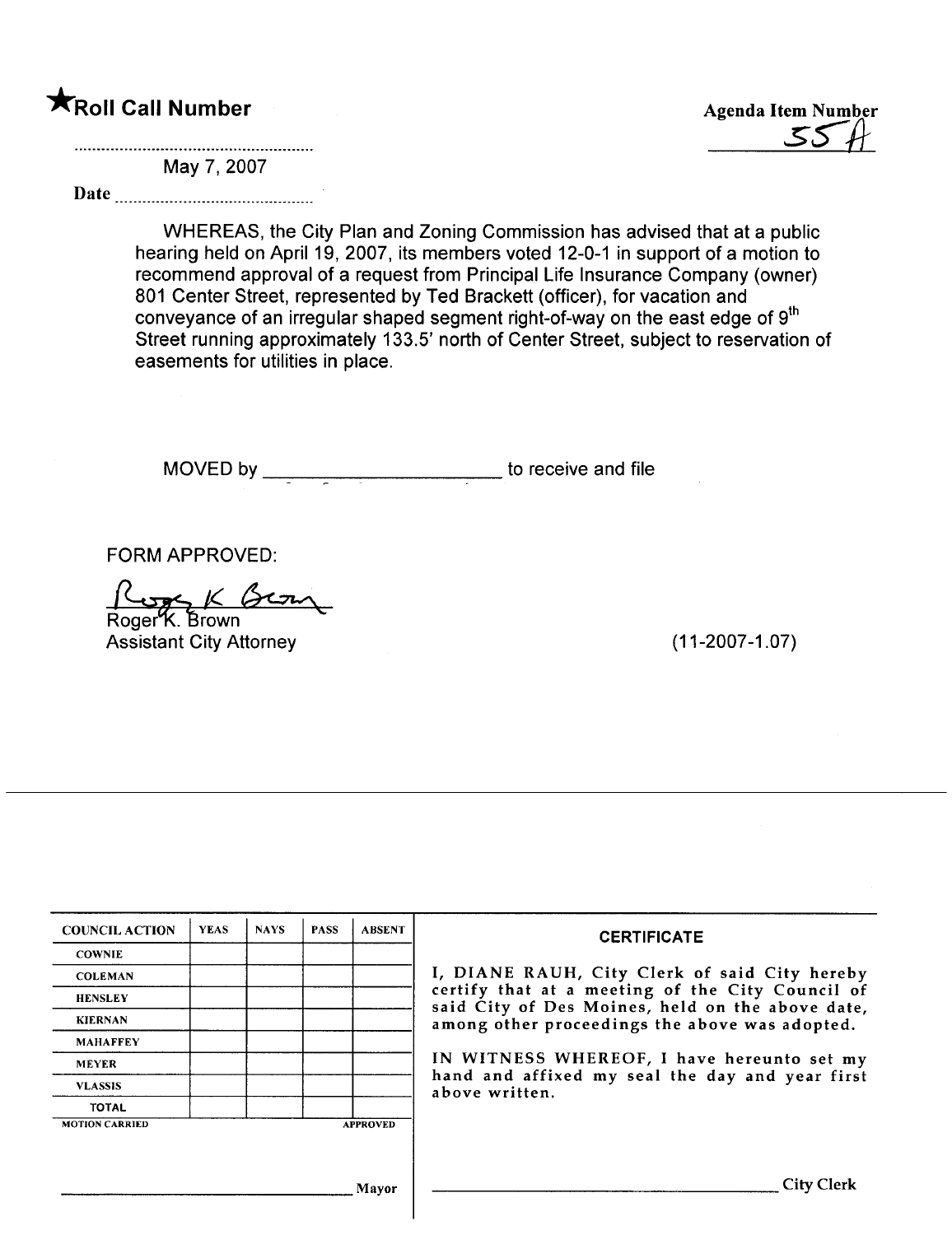★**Roll Call Number**

**Agenda Item Number**
55 A

May 7, 2007

**Date** ............................................

WHEREAS, the City Plan and Zoning Commission has advised that at a public hearing held on April 19, 2007, its members voted 12-0-1 in support of a motion to recommend approval of a request from Principal Life Insurance Company (owner) 801 Center Street, represented by Ted Brackett (officer), for vacation and conveyance of an irregular shaped segment right-of-way on the east edge of 9th Street running approximately 133.5' north of Center Street, subject to reservation of easements for utilities in place.

MOVED by ______________________ to receive and file

FORM APPROVED:

Roger K. Brown
Assistant City Attorney

(11-2007-1.07)

| COUNCIL ACTION | YEAS | NAYS | PASS | ABSENT |
|---|---|---|---|---|
| COWNIE | | | | |
| COLEMAN | | | | |
| HENSLEY | | | | |
| KIERNAN | | | | |
| MAHAFFEY | | | | |
| MEYER | | | | |
| VLASSIS | | | | |
| TOTAL | | | | |

MOTION CARRIED APPROVED

______________________ Mayor

**CERTIFICATE**

I, DIANE RAUH, City Clerk of said City hereby certify that at a meeting of the City Council of said City of Des Moines, held on the above date, among other proceedings the above was adopted.

IN WITNESS WHEREOF, I have hereunto set my hand and affixed my seal the day and year first above written.

______________________ City Clerk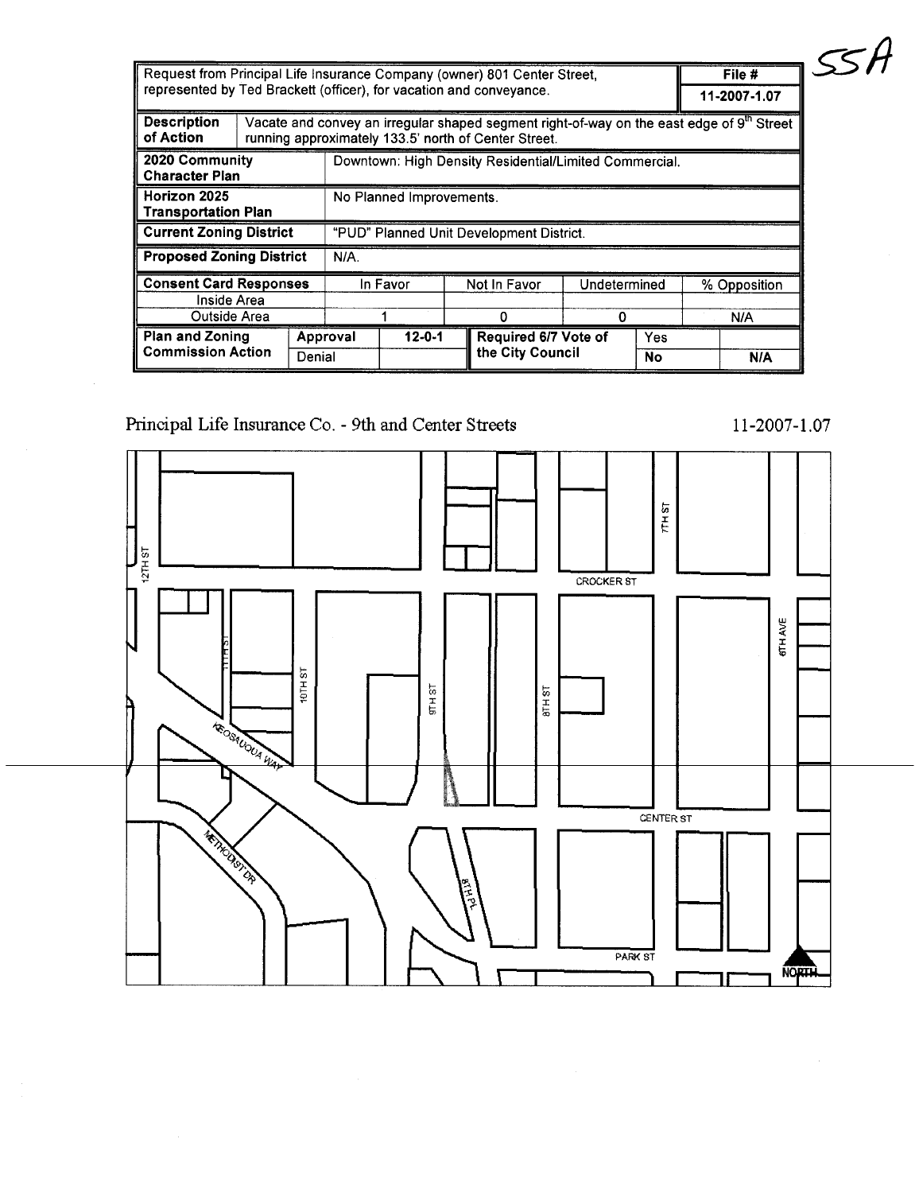55A

| Request from Principal Life Insurance Company (owner) 801 Center Street, represented by Ted Brackett (officer), for vacation and conveyance. | | | | | | File # |
|---|---|---|---|---|---|---|
| | | | | | | 11-2007-1.07 |
| **Description of Action** | Vacate and convey an irregular shaped segment right-of-way on the east edge of 9th Street running approximately 133.5' north of Center Street. | | | | | |
| **2020 Community Character Plan** | Downtown: High Density Residential/Limited Commercial. | | | | | |
| **Horizon 2025 Transportation Plan** | No Planned Improvements. | | | | | |
| **Current Zoning District** | "PUD" Planned Unit Development District. | | | | | |
| **Proposed Zoning District** | N/A. | | | | | |
| **Consent Card Responses** | In Favor | Not In Favor | Undetermined | % Opposition | | |
| Inside Area | | | | | | |
| Outside Area | 1 | 0 | 0 | N/A | | |
| **Plan and Zoning Commission Action** | Approval | 12-0-1 | **Required 6/7 Vote of the City Council** | Yes | | |
| | Denial | | | No | N/A | |

Principal Life Insurance Co. - 9th and Center Streets

11-2007-1.07

12TH ST, 11TH ST, 10TH ST, 9TH ST, 8TH ST, 7TH ST, 6TH AVE, CROCKER ST, CENTER ST, PARK ST, KEOSAUQUA WAY, METHODIST DR, 8TH PL, NORTH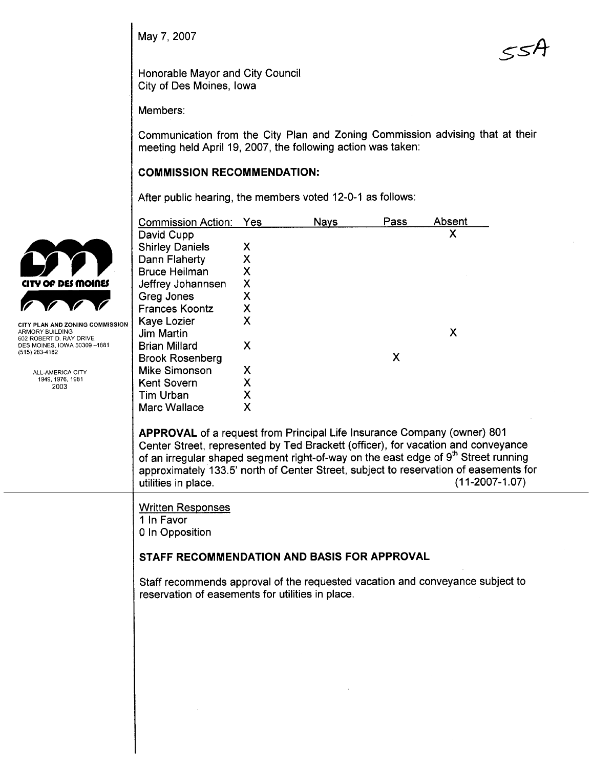May 7, 2007

55A

Honorable Mayor and City Council
City of Des Moines, Iowa

Members:

Communication from the City Plan and Zoning Commission advising that at their meeting held April 19, 2007, the following action was taken:

CITY PLAN AND ZONING COMMISSION
ARMORY BUILDING
602 ROBERT D. RAY DRIVE
DES MOINES, IOWA 50309-1881
(515) 283-4182

ALL-AMERICA CITY
1949, 1976, 1981
2003

## COMMISSION RECOMMENDATION:

After public hearing, the members voted 12-0-1 as follows:

| Commission Action: | Yes | Nays | Pass | Absent |
|---|---|---|---|---|
| David Cupp | | | | X |
| Shirley Daniels | X | | | |
| Dann Flaherty | X | | | |
| Bruce Heilman | X | | | |
| Jeffrey Johannsen | X | | | |
| Greg Jones | X | | | |
| Frances Koontz | X | | | |
| Kaye Lozier | X | | | |
| Jim Martin | | | | X |
| Brian Millard | X | | | |
| Brook Rosenberg | | | X | |
| Mike Simonson | X | | | |
| Kent Sovern | X | | | |
| Tim Urban | X | | | |
| Marc Wallace | X | | | |

**APPROVAL** of a request from Principal Life Insurance Company (owner) 801 Center Street, represented by Ted Brackett (officer), for vacation and conveyance of an irregular shaped segment right-of-way on the east edge of 9th Street running approximately 133.5' north of Center Street, subject to reservation of easements for utilities in place. (11-2007-1.07)

Written Responses
1 In Favor
0 In Opposition

## STAFF RECOMMENDATION AND BASIS FOR APPROVAL

Staff recommends approval of the requested vacation and conveyance subject to reservation of easements for utilities in place.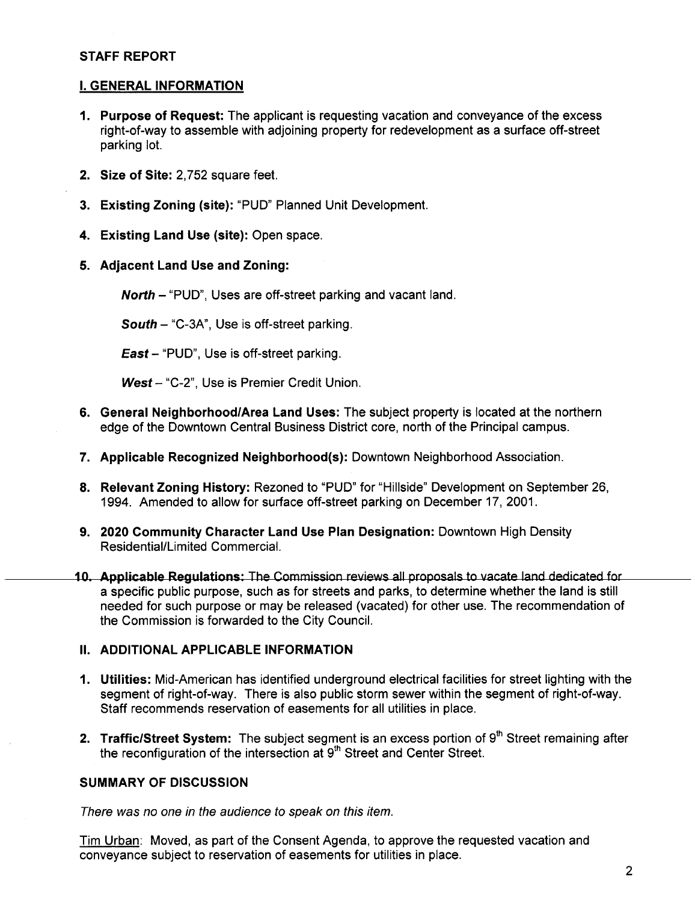**STAFF REPORT**

## I. GENERAL INFORMATION

1. **Purpose of Request:** The applicant is requesting vacation and conveyance of the excess right-of-way to assemble with adjoining property for redevelopment as a surface off-street parking lot.

2. **Size of Site:** 2,752 square feet.

3. **Existing Zoning (site):** "PUD" Planned Unit Development.

4. **Existing Land Use (site):** Open space.

5. **Adjacent Land Use and Zoning:**

   ***North*** – "PUD", Uses are off-street parking and vacant land.

   ***South*** – "C-3A", Use is off-street parking.

   ***East*** – "PUD", Use is off-street parking.

   ***West*** – "C-2", Use is Premier Credit Union.

6. **General Neighborhood/Area Land Uses:** The subject property is located at the northern edge of the Downtown Central Business District core, north of the Principal campus.

7. **Applicable Recognized Neighborhood(s):** Downtown Neighborhood Association.

8. **Relevant Zoning History:** Rezoned to "PUD" for "Hillside" Development on September 26, 1994. Amended to allow for surface off-street parking on December 17, 2001.

9. **2020 Community Character Land Use Plan Designation:** Downtown High Density Residential/Limited Commercial.

10. **Applicable Regulations:** The Commission reviews all proposals to vacate land dedicated for a specific public purpose, such as for streets and parks, to determine whether the land is still needed for such purpose or may be released (vacated) for other use. The recommendation of the Commission is forwarded to the City Council.

## II. ADDITIONAL APPLICABLE INFORMATION

1. **Utilities:** Mid-American has identified underground electrical facilities for street lighting with the segment of right-of-way. There is also public storm sewer within the segment of right-of-way. Staff recommends reservation of easements for all utilities in place.

2. **Traffic/Street System:** The subject segment is an excess portion of 9th Street remaining after the reconfiguration of the intersection at 9th Street and Center Street.

**SUMMARY OF DISCUSSION**

*There was no one in the audience to speak on this item.*

Tim Urban: Moved, as part of the Consent Agenda, to approve the requested vacation and conveyance subject to reservation of easements for utilities in place.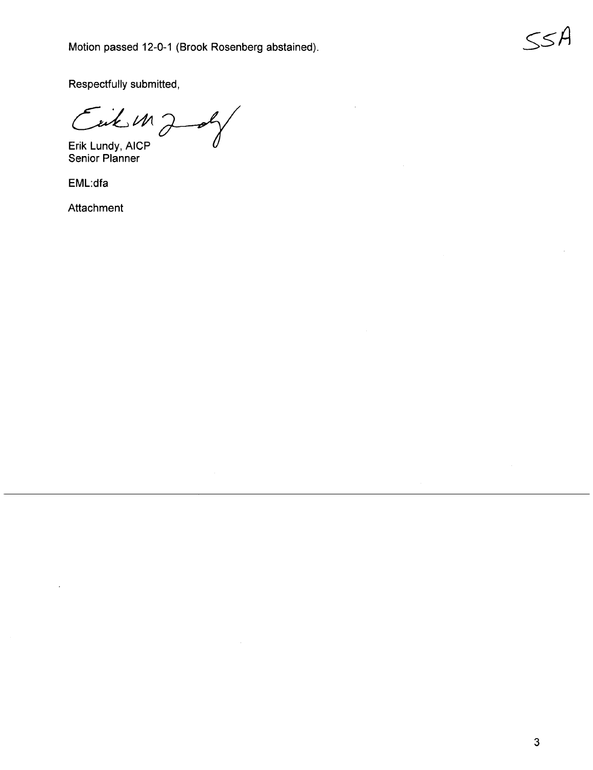SSA

Motion passed 12-0-1 (Brook Rosenberg abstained).

Respectfully submitted,

Erik Lundy, AICP
Senior Planner

EML:dfa

Attachment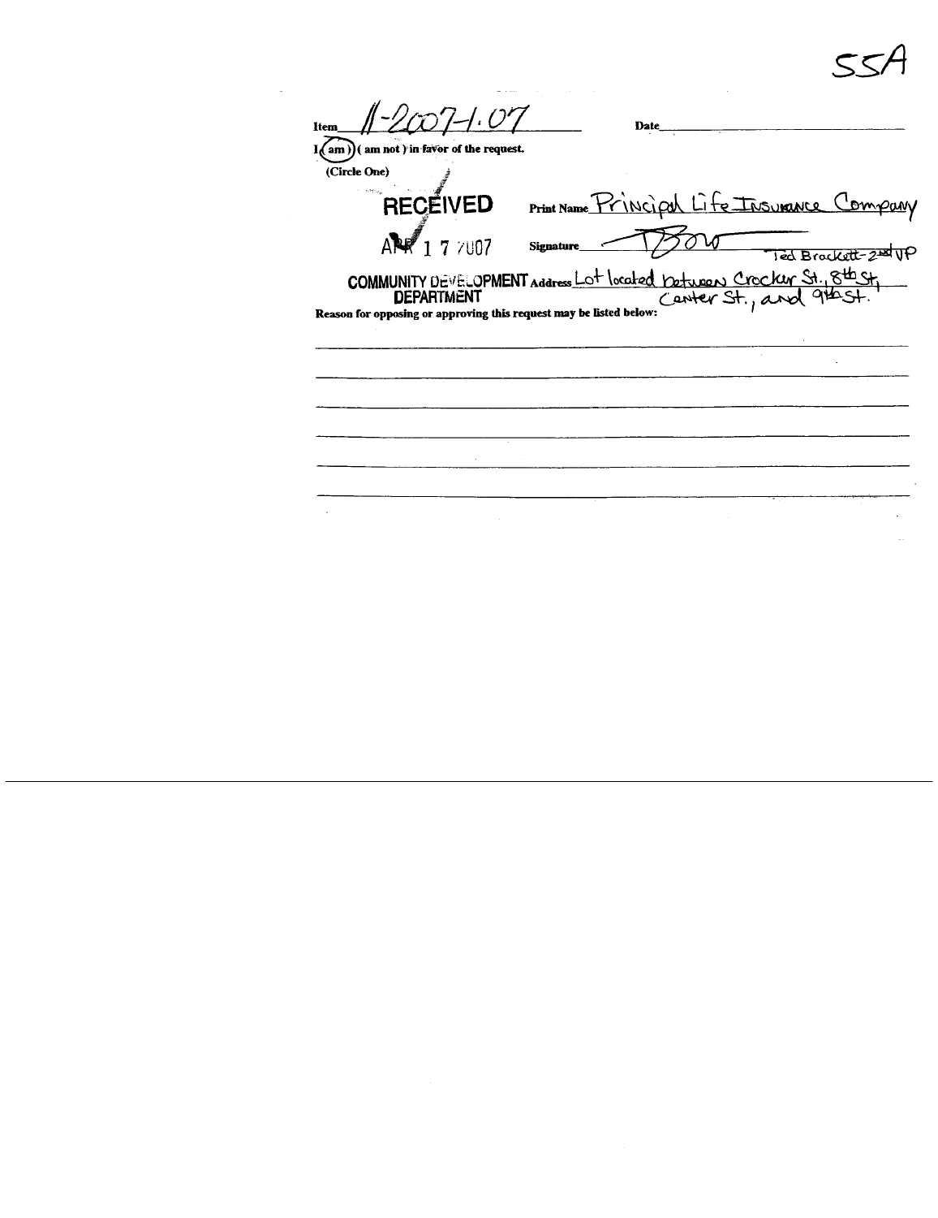55A

Item 1-2007-1.07 Date\_\_\_\_\_\_\_\_\_\_

I (am) (am not) in favor of the request.

(Circle One)

RECEIVED

APR 17 2007

COMMUNITY DEVELOPMENT DEPARTMENT

Print Name Principal Life Insurance Company

Signature \_\_\_\_\_\_\_\_\_\_ Ted Brackett-2nd VP

Address Lot located between Crocker St., 8th St, Center St., and 9th St.

Reason for opposing or approving this request may be listed below: